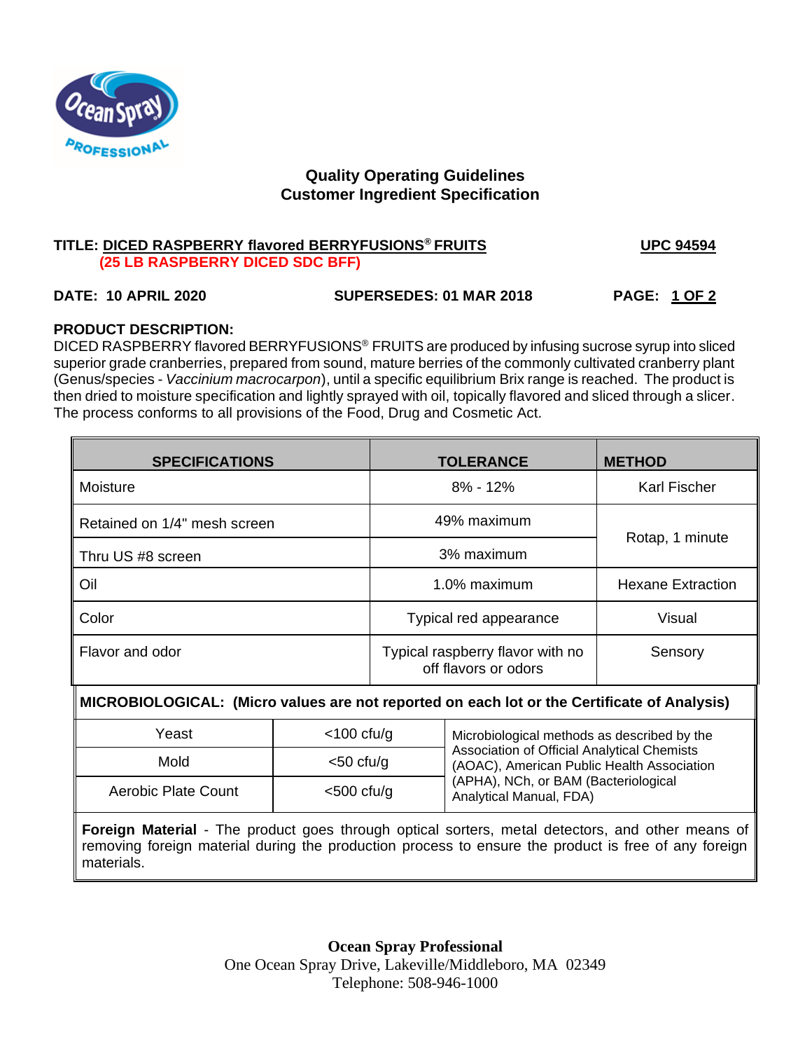## Quality Operating Guidelines
## Customer Ingredient Specification

**TITLE: DICED RASPBERRY flavored BERRYFUSIONS® FRUITS** **UPC 94594**
**(25 LB RASPBERRY DICED SDC BFF)**

**DATE: 10 APRIL 2020** **SUPERSEDES: 01 MAR 2018** **PAGE: 1 OF 2**

**PRODUCT DESCRIPTION:**
DICED RASPBERRY flavored BERRYFUSIONS® FRUITS are produced by infusing sucrose syrup into sliced superior grade cranberries, prepared from sound, mature berries of the commonly cultivated cranberry plant (Genus/species - *Vaccinium macrocarpon*), until a specific equilibrium Brix range is reached. The product is then dried to moisture specification and lightly sprayed with oil, topically flavored and sliced through a slicer. The process conforms to all provisions of the Food, Drug and Cosmetic Act.

| SPECIFICATIONS | TOLERANCE | METHOD |
|---|---|---|
| Moisture | 8% - 12% | Karl Fischer |
| Retained on 1/4" mesh screen | 49% maximum | Rotap, 1 minute |
| Thru US #8 screen | 3% maximum | |
| Oil | 1.0% maximum | Hexane Extraction |
| Color | Typical red appearance | Visual |
| Flavor and odor | Typical raspberry flavor with no off flavors or odors | Sensory |

**MICROBIOLOGICAL: (Micro values are not reported on each lot or the Certificate of Analysis)**

| | | |
|---|---|---|
| Yeast | <100 cfu/g | Microbiological methods as described by the Association of Official Analytical Chemists (AOAC), American Public Health Association (APHA), NCh, or BAM (Bacteriological Analytical Manual, FDA) |
| Mold | <50 cfu/g | |
| Aerobic Plate Count | <500 cfu/g | |

**Foreign Material** - The product goes through optical sorters, metal detectors, and other means of removing foreign material during the production process to ensure the product is free of any foreign materials.

**Ocean Spray Professional**
One Ocean Spray Drive, Lakeville/Middleboro, MA 02349
Telephone: 508-946-1000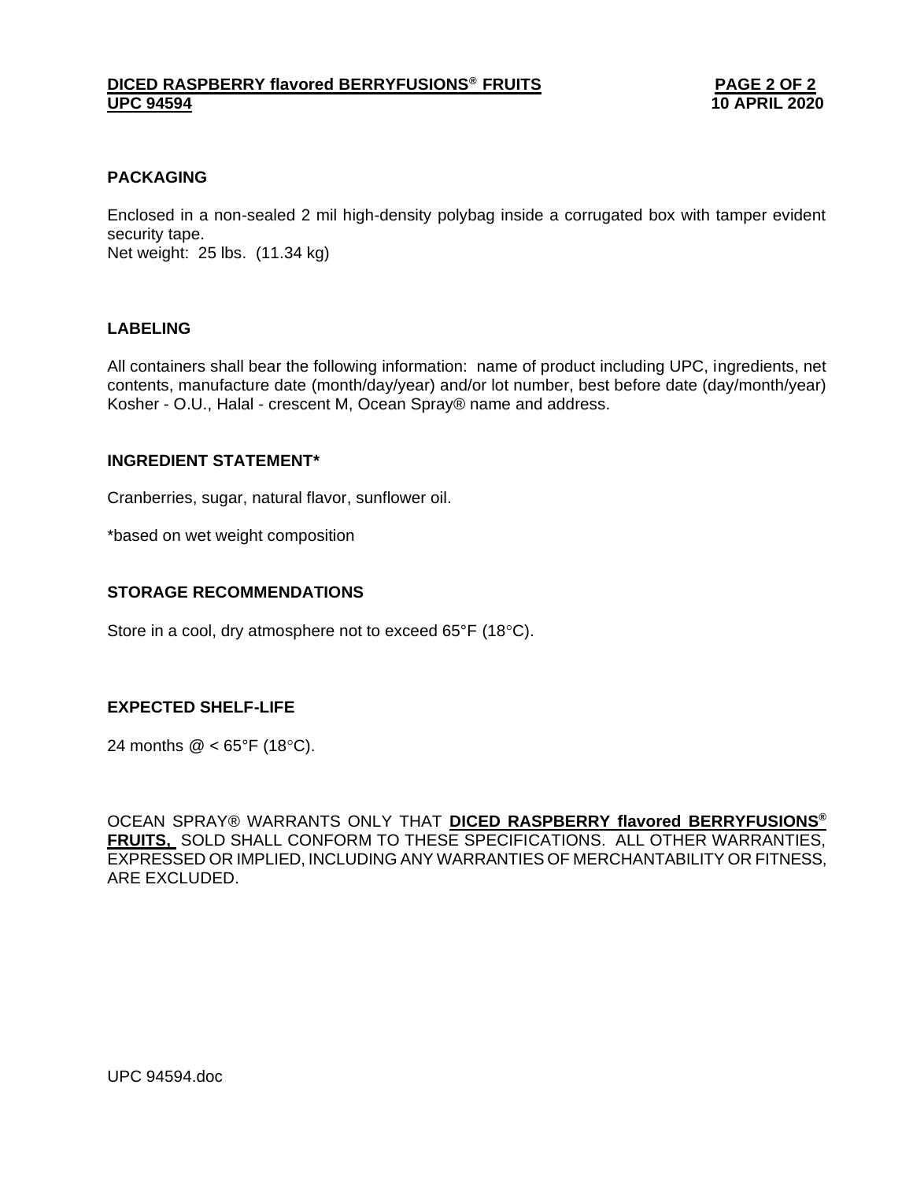## PACKAGING

Enclosed in a non-sealed 2 mil high-density polybag inside a corrugated box with tamper evident security tape.
Net weight: 25 lbs. (11.34 kg)

## LABELING

All containers shall bear the following information: name of product including UPC, ingredients, net contents, manufacture date (month/day/year) and/or lot number, best before date (day/month/year) Kosher - O.U., Halal - crescent M, Ocean Spray® name and address.

## INGREDIENT STATEMENT*

Cranberries, sugar, natural flavor, sunflower oil.

*based on wet weight composition

## STORAGE RECOMMENDATIONS

Store in a cool, dry atmosphere not to exceed 65°F (18°C).

## EXPECTED SHELF-LIFE

24 months @ < 65°F (18°C).

OCEAN SPRAY® WARRANTS ONLY THAT **DICED RASPBERRY flavored BERRYFUSIONS® FRUITS,** SOLD SHALL CONFORM TO THESE SPECIFICATIONS. ALL OTHER WARRANTIES, EXPRESSED OR IMPLIED, INCLUDING ANY WARRANTIES OF MERCHANTABILITY OR FITNESS, ARE EXCLUDED.